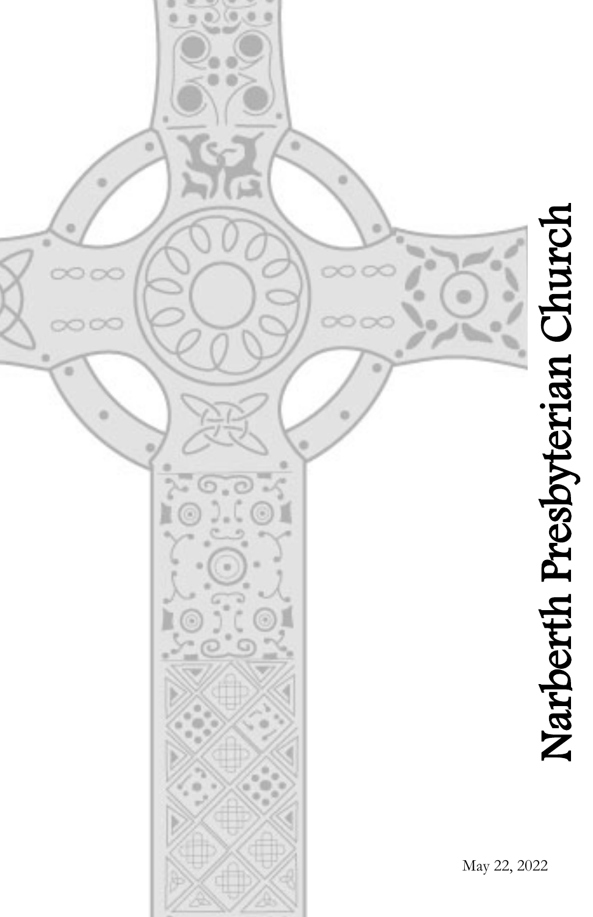# Narberth Presbyterian Church

May 22, 2022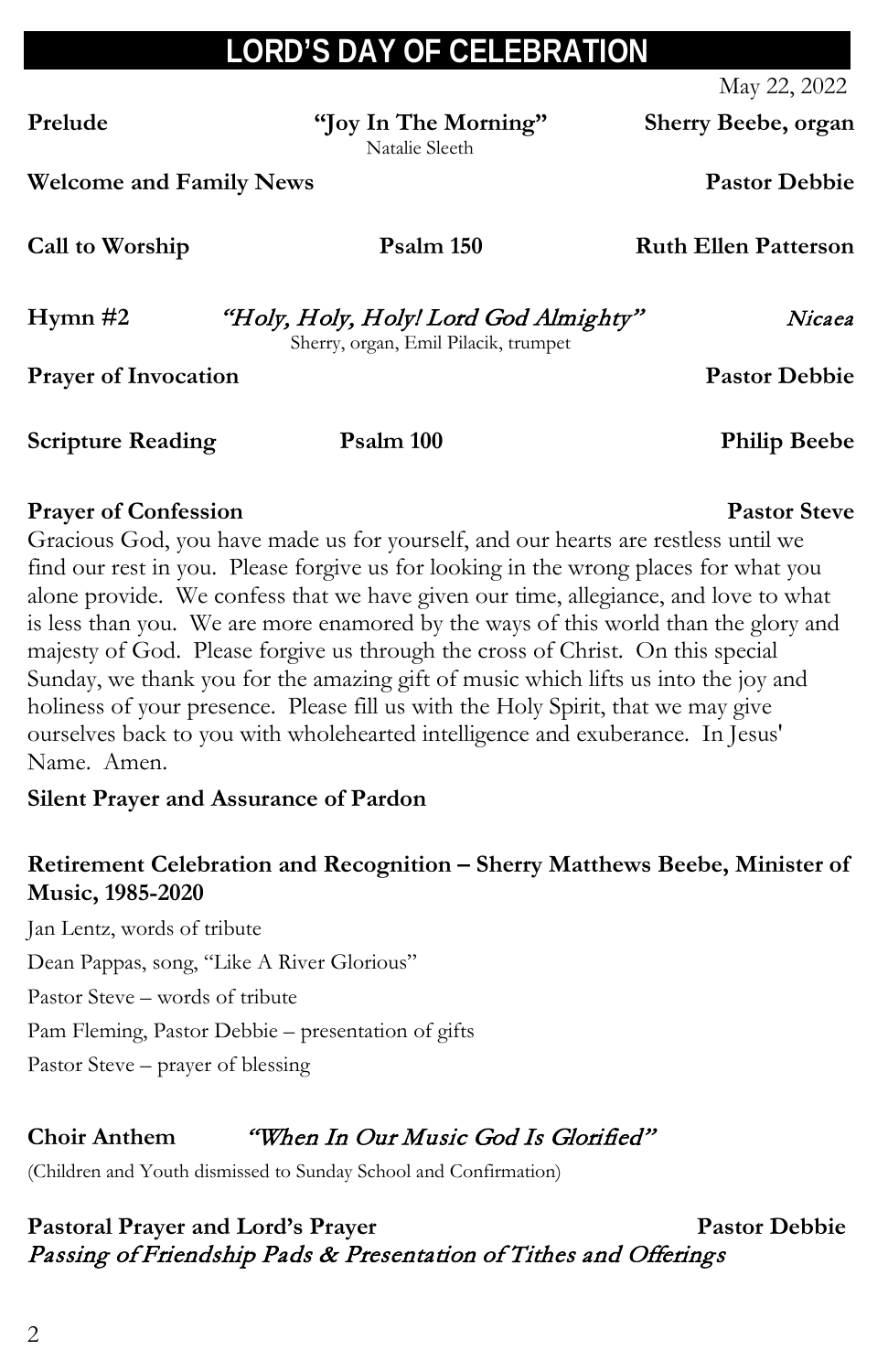# LORD'S DAY OF CELEBRATION

May 22, 2022

**Prelude** — **"Joy In The Morning"** — **Sherry Beebe, organ**
Natalie Sleeth

**Welcome and Family News** — **Pastor Debbie**

**Call to Worship** — **Psalm 150** — **Ruth Ellen Patterson**

**Hymn #2** — *"Holy, Holy, Holy! Lord God Almighty"* — *Nicaea*
Sherry, organ, Emil Pilacik, trumpet

**Prayer of Invocation** — **Pastor Debbie**

**Scripture Reading** — **Psalm 100** — **Philip Beebe**

**Prayer of Confession** — **Pastor Steve**

Gracious God, you have made us for yourself, and our hearts are restless until we find our rest in you. Please forgive us for looking in the wrong places for what you alone provide. We confess that we have given our time, allegiance, and love to what is less than you. We are more enamored by the ways of this world than the glory and majesty of God. Please forgive us through the cross of Christ. On this special Sunday, we thank you for the amazing gift of music which lifts us into the joy and holiness of your presence. Please fill us with the Holy Spirit, that we may give ourselves back to you with wholehearted intelligence and exuberance. In Jesus' Name. Amen.

**Silent Prayer and Assurance of Pardon**

**Retirement Celebration and Recognition – Sherry Matthews Beebe, Minister of Music, 1985-2020**

Jan Lentz, words of tribute

Dean Pappas, song, "Like A River Glorious"

Pastor Steve – words of tribute

Pam Fleming, Pastor Debbie – presentation of gifts

Pastor Steve – prayer of blessing

**Choir Anthem** — *"When In Our Music God Is Glorified"*

(Children and Youth dismissed to Sunday School and Confirmation)

**Pastoral Prayer and Lord's Prayer** — **Pastor Debbie**

*Passing of Friendship Pads & Presentation of Tithes and Offerings*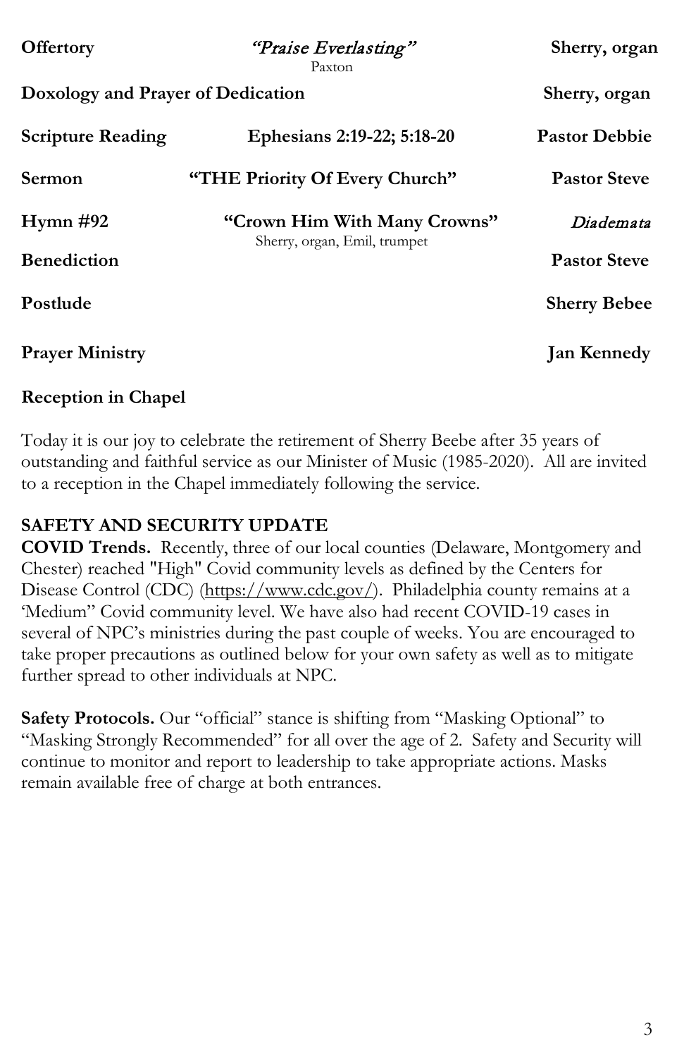**Offertory** *"Praise Everlasting"* Paxton **Sherry, organ**

**Doxology and Prayer of Dedication** **Sherry, organ**

**Scripture Reading** **Ephesians 2:19-22; 5:18-20** **Pastor Debbie**

**Sermon** **"THE Priority Of Every Church"** **Pastor Steve**

**Hymn #92** **"Crown Him With Many Crowns"** *Diademata*
Sherry, organ, Emil, trumpet

**Benediction** **Pastor Steve**

**Postlude** **Sherry Bebee**

**Prayer Ministry** **Jan Kennedy**

**Reception in Chapel**

Today it is our joy to celebrate the retirement of Sherry Beebe after 35 years of outstanding and faithful service as our Minister of Music (1985-2020). All are invited to a reception in the Chapel immediately following the service.

**SAFETY AND SECURITY UPDATE**

**COVID Trends.** Recently, three of our local counties (Delaware, Montgomery and Chester) reached "High" Covid community levels as defined by the Centers for Disease Control (CDC) (https://www.cdc.gov/). Philadelphia county remains at a 'Medium" Covid community level. We have also had recent COVID-19 cases in several of NPC's ministries during the past couple of weeks. You are encouraged to take proper precautions as outlined below for your own safety as well as to mitigate further spread to other individuals at NPC.

**Safety Protocols.** Our "official" stance is shifting from "Masking Optional" to "Masking Strongly Recommended" for all over the age of 2. Safety and Security will continue to monitor and report to leadership to take appropriate actions. Masks remain available free of charge at both entrances.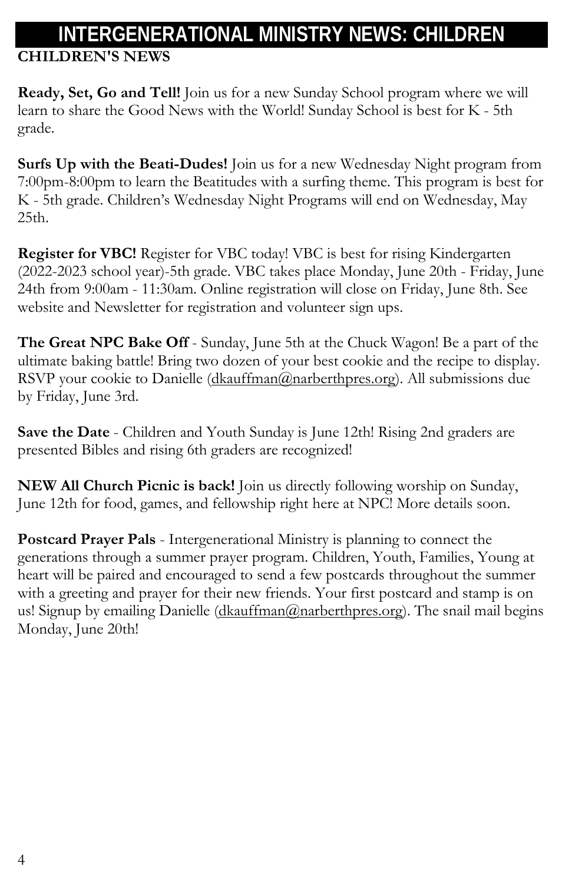# INTERGENERATIONAL MINISTRY NEWS: CHILDREN

## CHILDREN'S NEWS

**Ready, Set, Go and Tell!** Join us for a new Sunday School program where we will learn to share the Good News with the World! Sunday School is best for K - 5th grade.

**Surfs Up with the Beati-Dudes!** Join us for a new Wednesday Night program from 7:00pm-8:00pm to learn the Beatitudes with a surfing theme. This program is best for K - 5th grade. Children's Wednesday Night Programs will end on Wednesday, May 25th.

**Register for VBC!** Register for VBC today! VBC is best for rising Kindergarten (2022-2023 school year)-5th grade. VBC takes place Monday, June 20th - Friday, June 24th from 9:00am - 11:30am. Online registration will close on Friday, June 8th. See website and Newsletter for registration and volunteer sign ups.

**The Great NPC Bake Off** - Sunday, June 5th at the Chuck Wagon! Be a part of the ultimate baking battle! Bring two dozen of your best cookie and the recipe to display. RSVP your cookie to Danielle (dkauffman@narberthpres.org). All submissions due by Friday, June 3rd.

**Save the Date** - Children and Youth Sunday is June 12th! Rising 2nd graders are presented Bibles and rising 6th graders are recognized!

**NEW All Church Picnic is back!** Join us directly following worship on Sunday, June 12th for food, games, and fellowship right here at NPC! More details soon.

**Postcard Prayer Pals** - Intergenerational Ministry is planning to connect the generations through a summer prayer program. Children, Youth, Families, Young at heart will be paired and encouraged to send a few postcards throughout the summer with a greeting and prayer for their new friends. Your first postcard and stamp is on us! Signup by emailing Danielle (dkauffman@narberthpres.org). The snail mail begins Monday, June 20th!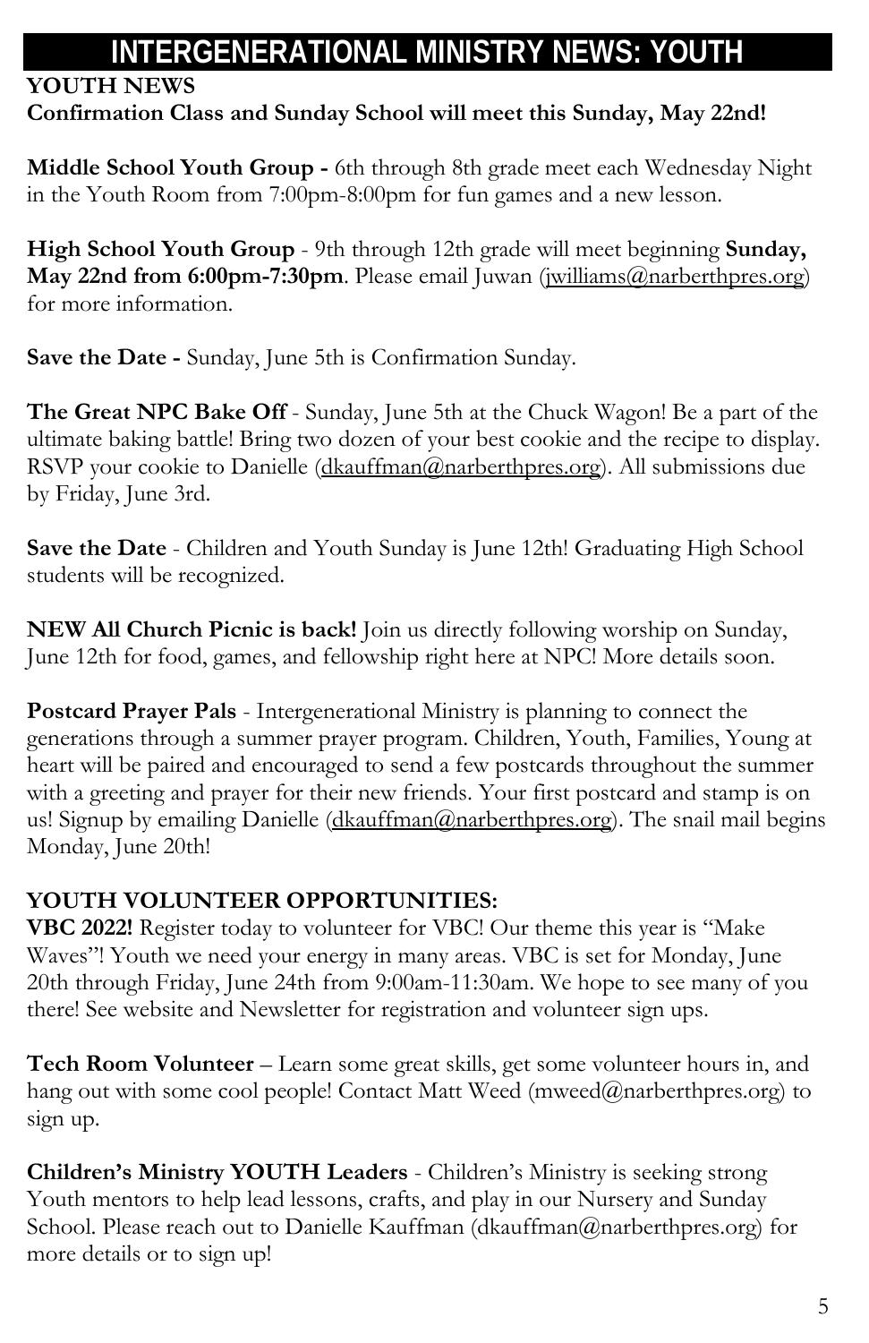# INTERGENERATIONAL MINISTRY NEWS: YOUTH

**YOUTH NEWS**

**Confirmation Class and Sunday School will meet this Sunday, May 22nd!**

**Middle School Youth Group -** 6th through 8th grade meet each Wednesday Night in the Youth Room from 7:00pm-8:00pm for fun games and a new lesson.

**High School Youth Group** - 9th through 12th grade will meet beginning **Sunday, May 22nd from 6:00pm-7:30pm**. Please email Juwan (jwilliams@narberthpres.org) for more information.

**Save the Date -** Sunday, June 5th is Confirmation Sunday.

**The Great NPC Bake Off** - Sunday, June 5th at the Chuck Wagon! Be a part of the ultimate baking battle! Bring two dozen of your best cookie and the recipe to display. RSVP your cookie to Danielle (dkauffman@narberthpres.org). All submissions due by Friday, June 3rd.

**Save the Date** - Children and Youth Sunday is June 12th! Graduating High School students will be recognized.

**NEW All Church Picnic is back!** Join us directly following worship on Sunday, June 12th for food, games, and fellowship right here at NPC! More details soon.

**Postcard Prayer Pals** - Intergenerational Ministry is planning to connect the generations through a summer prayer program. Children, Youth, Families, Young at heart will be paired and encouraged to send a few postcards throughout the summer with a greeting and prayer for their new friends. Your first postcard and stamp is on us! Signup by emailing Danielle (dkauffman@narberthpres.org). The snail mail begins Monday, June 20th!

**YOUTH VOLUNTEER OPPORTUNITIES:**

**VBC 2022!** Register today to volunteer for VBC! Our theme this year is "Make Waves"! Youth we need your energy in many areas. VBC is set for Monday, June 20th through Friday, June 24th from 9:00am-11:30am. We hope to see many of you there! See website and Newsletter for registration and volunteer sign ups.

**Tech Room Volunteer** – Learn some great skills, get some volunteer hours in, and hang out with some cool people! Contact Matt Weed (mweed@narberthpres.org) to sign up.

**Children's Ministry YOUTH Leaders** - Children's Ministry is seeking strong Youth mentors to help lead lessons, crafts, and play in our Nursery and Sunday School. Please reach out to Danielle Kauffman (dkauffman@narberthpres.org) for more details or to sign up!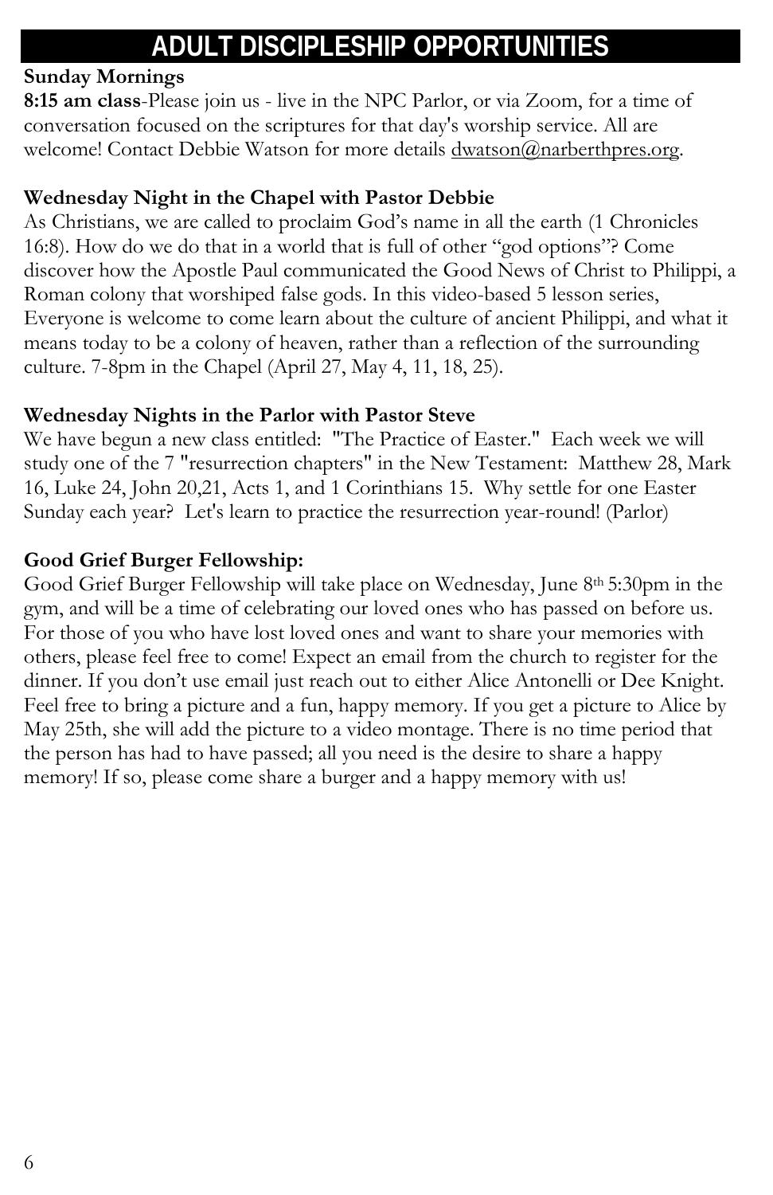# ADULT DISCIPLESHIP OPPORTUNITIES

**Sunday Mornings**

**8:15 am class**-Please join us - live in the NPC Parlor, or via Zoom, for a time of conversation focused on the scriptures for that day's worship service. All are welcome! Contact Debbie Watson for more details dwatson@narberthpres.org.

**Wednesday Night in the Chapel with Pastor Debbie**

As Christians, we are called to proclaim God's name in all the earth (1 Chronicles 16:8). How do we do that in a world that is full of other "god options"? Come discover how the Apostle Paul communicated the Good News of Christ to Philippi, a Roman colony that worshiped false gods. In this video-based 5 lesson series, Everyone is welcome to come learn about the culture of ancient Philippi, and what it means today to be a colony of heaven, rather than a reflection of the surrounding culture. 7-8pm in the Chapel (April 27, May 4, 11, 18, 25).

**Wednesday Nights in the Parlor with Pastor Steve**

We have begun a new class entitled: "The Practice of Easter." Each week we will study one of the 7 "resurrection chapters" in the New Testament: Matthew 28, Mark 16, Luke 24, John 20,21, Acts 1, and 1 Corinthians 15. Why settle for one Easter Sunday each year? Let's learn to practice the resurrection year-round! (Parlor)

**Good Grief Burger Fellowship:**

Good Grief Burger Fellowship will take place on Wednesday, June 8th 5:30pm in the gym, and will be a time of celebrating our loved ones who has passed on before us. For those of you who have lost loved ones and want to share your memories with others, please feel free to come! Expect an email from the church to register for the dinner. If you don't use email just reach out to either Alice Antonelli or Dee Knight. Feel free to bring a picture and a fun, happy memory. If you get a picture to Alice by May 25th, she will add the picture to a video montage. There is no time period that the person has had to have passed; all you need is the desire to share a happy memory! If so, please come share a burger and a happy memory with us!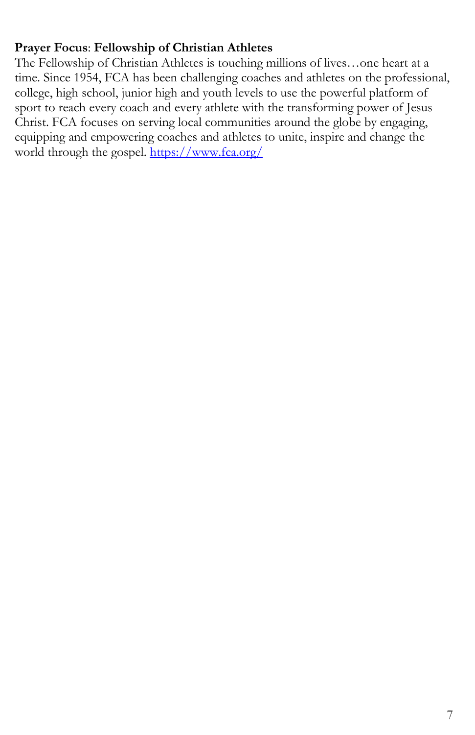**Prayer Focus**: **Fellowship of Christian Athletes**

The Fellowship of Christian Athletes is touching millions of lives…one heart at a time. Since 1954, FCA has been challenging coaches and athletes on the professional, college, high school, junior high and youth levels to use the powerful platform of sport to reach every coach and every athlete with the transforming power of Jesus Christ. FCA focuses on serving local communities around the globe by engaging, equipping and empowering coaches and athletes to unite, inspire and change the world through the gospel. [https://www.fca.org/](https://www.fca.org/)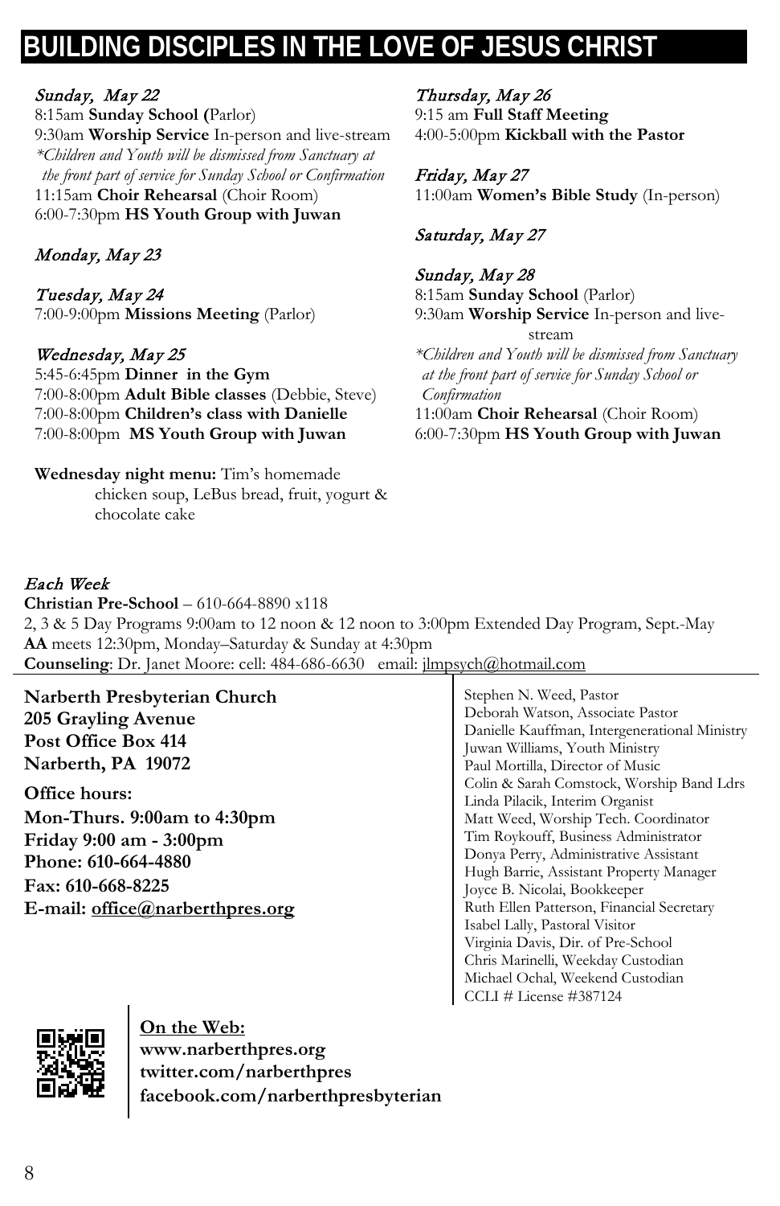# BUILDING DISCIPLES IN THE LOVE OF JESUS CHRIST

*Sunday, May 22*
8:15am **Sunday School (**Parlor)
9:30am **Worship Service** In-person and live-stream
*\*Children and Youth will be dismissed from Sanctuary at the front part of service for Sunday School or Confirmation*
11:15am **Choir Rehearsal** (Choir Room)
6:00-7:30pm **HS Youth Group with Juwan**

*Monday, May 23*

*Tuesday, May 24*
7:00-9:00pm **Missions Meeting** (Parlor)

*Wednesday, May 25*
5:45-6:45pm **Dinner in the Gym**
7:00-8:00pm **Adult Bible classes** (Debbie, Steve)
7:00-8:00pm **Children's class with Danielle**
7:00-8:00pm **MS Youth Group with Juwan**

**Wednesday night menu:** Tim's homemade chicken soup, LeBus bread, fruit, yogurt & chocolate cake

*Thursday, May 26*
9:15 am **Full Staff Meeting**
4:00-5:00pm **Kickball with the Pastor**

*Friday, May 27*
11:00am **Women's Bible Study** (In-person)

*Saturday, May 27*

*Sunday, May 28*
8:15am **Sunday School** (Parlor)
9:30am **Worship Service** In-person and live-stream
*\*Children and Youth will be dismissed from Sanctuary at the front part of service for Sunday School or Confirmation*
11:00am **Choir Rehearsal** (Choir Room)
6:00-7:30pm **HS Youth Group with Juwan**

*Each Week*
**Christian Pre-School** – 610-664-8890 x118
2, 3 & 5 Day Programs 9:00am to 12 noon & 12 noon to 3:00pm Extended Day Program, Sept.-May
**AA** meets 12:30pm, Monday–Saturday & Sunday at 4:30pm
**Counseling**: Dr. Janet Moore: cell: 484-686-6630 email: jlmpsych@hotmail.com

**Narberth Presbyterian Church**
**205 Grayling Avenue**
**Post Office Box 414**
**Narberth, PA 19072**

**Office hours:**
**Mon-Thurs. 9:00am to 4:30pm**
**Friday 9:00 am - 3:00pm**
**Phone: 610-664-4880**
**Fax: 610-668-8225**
**E-mail: office@narberthpres.org**

Stephen N. Weed, Pastor
Deborah Watson, Associate Pastor
Danielle Kauffman, Intergenerational Ministry
Juwan Williams, Youth Ministry
Paul Mortilla, Director of Music
Colin & Sarah Comstock, Worship Band Ldrs
Linda Pilacik, Interim Organist
Matt Weed, Worship Tech. Coordinator
Tim Roykouff, Business Administrator
Donya Perry, Administrative Assistant
Hugh Barrie, Assistant Property Manager
Joyce B. Nicolai, Bookkeeper
Ruth Ellen Patterson, Financial Secretary
Isabel Lally, Pastoral Visitor
Virginia Davis, Dir. of Pre-School
Chris Marinelli, Weekday Custodian
Michael Ochal, Weekend Custodian
CCLI # License #387124

**On the Web:**
**www.narberthpres.org**
**twitter.com/narberthpres**
**facebook.com/narberthpresbyterian**